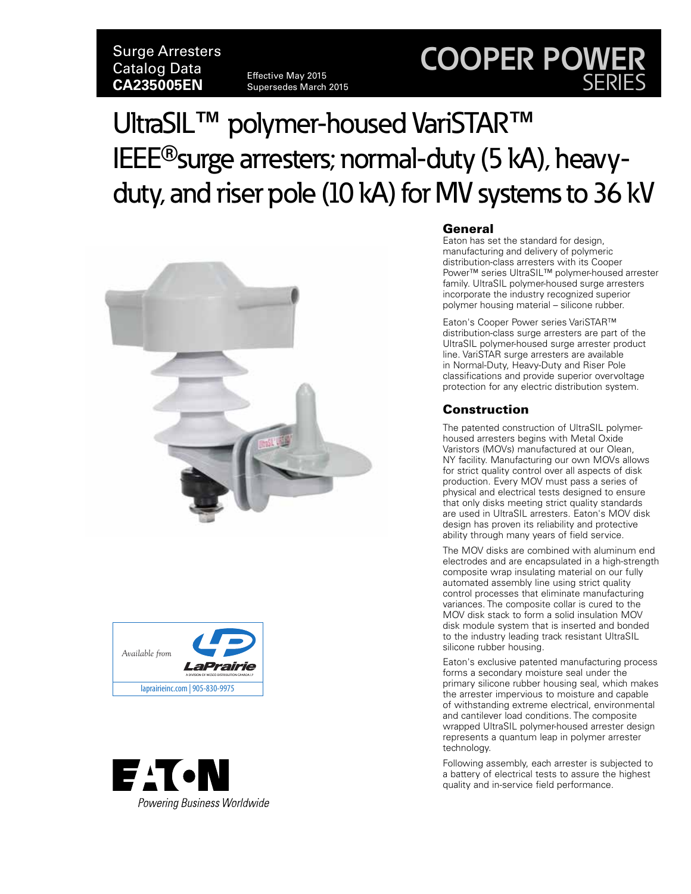Surge Arresters
Catalog Data
**CA235005EN**

Effective May 2015
Supersedes March 2015

COOPER POWER
SERIES

# UltraSIL™ polymer-housed VariSTAR™ IEEE®surge arresters; normal-duty (5 kA), heavy-duty, and riser pole (10 kA) for MV systems to 36 kV

## General

Eaton has set the standard for design, manufacturing and delivery of polymeric distribution-class arresters with its Cooper Power™ series UltraSIL™ polymer-housed arrester family. UltraSIL polymer-housed surge arresters incorporate the industry recognized superior polymer housing material – silicone rubber.

Eaton's Cooper Power series VariSTAR™ distribution-class surge arresters are part of the UltraSIL polymer-housed surge arrester product line. VariSTAR surge arresters are available in Normal-Duty, Heavy-Duty and Riser Pole classifications and provide superior overvoltage protection for any electric distribution system.

## Construction

The patented construction of UltraSIL polymer-housed arresters begins with Metal Oxide Varistors (MOVs) manufactured at our Olean, NY facility. Manufacturing our own MOVs allows for strict quality control over all aspects of disk production. Every MOV must pass a series of physical and electrical tests designed to ensure that only disks meeting strict quality standards are used in UltraSIL arresters. Eaton's MOV disk design has proven its reliability and protective ability through many years of field service.

The MOV disks are combined with aluminum end electrodes and are encapsulated in a high-strength composite wrap insulating material on our fully automated assembly line using strict quality control processes that eliminate manufacturing variances. The composite collar is cured to the MOV disk stack to form a solid insulation MOV disk module system that is inserted and bonded to the industry leading track resistant UltraSIL silicone rubber housing.

Eaton's exclusive patented manufacturing process forms a secondary moisture seal under the primary silicone rubber housing seal, which makes the arrester impervious to moisture and capable of withstanding extreme electrical, environmental and cantilever load conditions. The composite wrapped UltraSIL polymer-housed arrester design represents a quantum leap in polymer arrester technology.

Following assembly, each arrester is subjected to a battery of electrical tests to assure the highest quality and in-service field performance.

*Available from* LaPrairie
A DIVISION OF WESCO DISTRIBUTION CANADA LP
laprairieinc.com | 905-830-9975

EATON
*Powering Business Worldwide*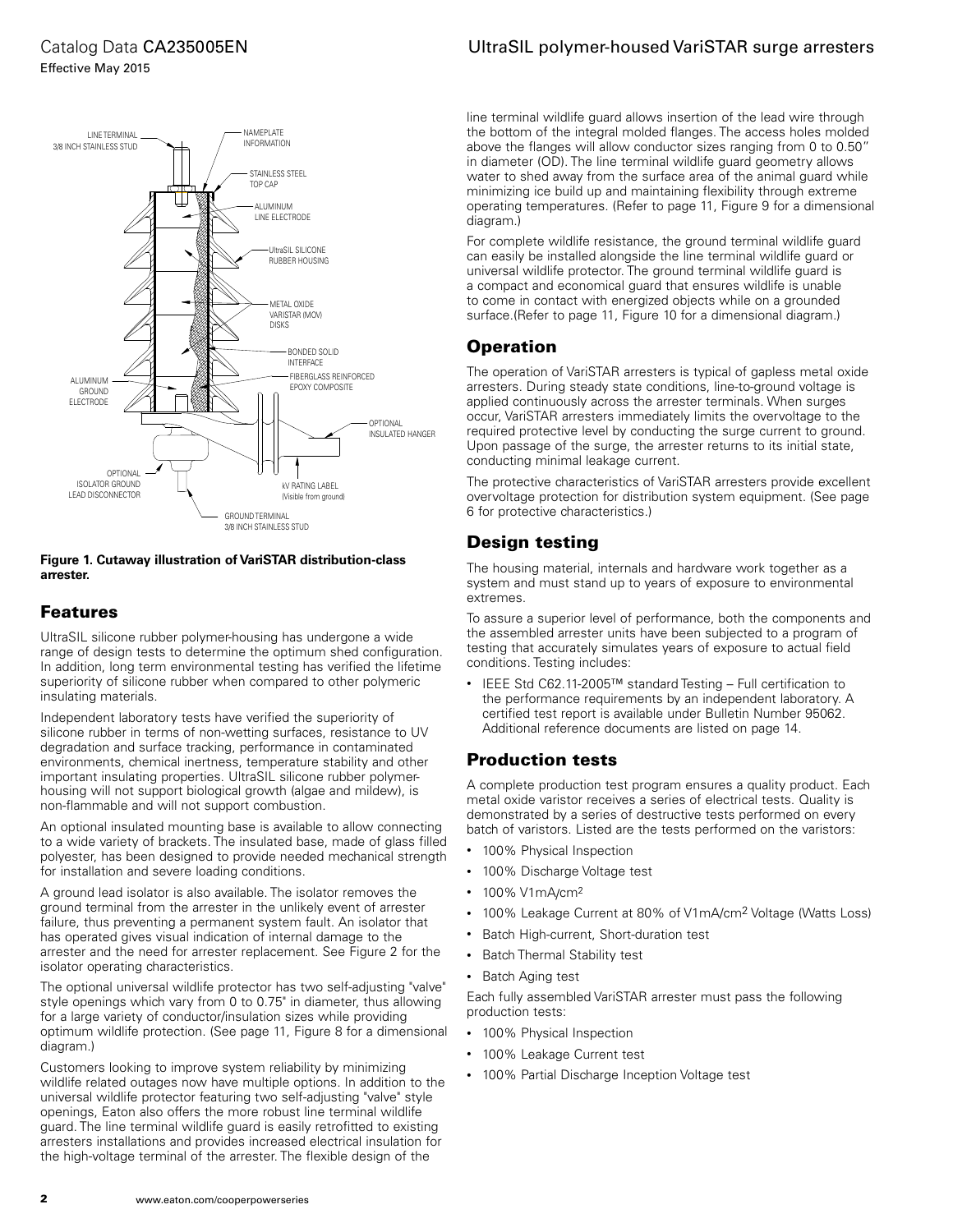LINE TERMINAL
3/8 INCH STAINLESS STUD

NAMEPLATE
INFORMATION

STAINLESS STEEL
TOP CAP

ALUMINUM
LINE ELECTRODE

UltraSIL SILICONE
RUBBER HOUSING

METAL OXIDE
VARISTAR (MOV)
DISKS

BONDED SOLID
INTERFACE

FIBERGLASS REINFORCED
EPOXY COMPOSITE

ALUMINUM
GROUND
ELECTRODE

OPTIONAL
INSULATED HANGER

OPTIONAL
ISOLATOR GROUND
LEAD DISCONNECTOR

kV RATING LABEL
(Visible from ground)

GROUND TERMINAL
3/8 INCH STAINLESS STUD

**Figure 1. Cutaway illustration of VariSTAR distribution-class arrester.**

## Features

UltraSIL silicone rubber polymer-housing has undergone a wide range of design tests to determine the optimum shed configuration. In addition, long term environmental testing has verified the lifetime superiority of silicone rubber when compared to other polymeric insulating materials.

Independent laboratory tests have verified the superiority of silicone rubber in terms of non-wetting surfaces, resistance to UV degradation and surface tracking, performance in contaminated environments, chemical inertness, temperature stability and other important insulating properties. UltraSIL silicone rubber polymer-housing will not support biological growth (algae and mildew), is non-flammable and will not support combustion.

An optional insulated mounting base is available to allow connecting to a wide variety of brackets. The insulated base, made of glass filled polyester, has been designed to provide needed mechanical strength for installation and severe loading conditions.

A ground lead isolator is also available. The isolator removes the ground terminal from the arrester in the unlikely event of arrester failure, thus preventing a permanent system fault. An isolator that has operated gives visual indication of internal damage to the arrester and the need for arrester replacement. See Figure 2 for the isolator operating characteristics.

The optional universal wildlife protector has two self-adjusting "valve" style openings which vary from 0 to 0.75" in diameter, thus allowing for a large variety of conductor/insulation sizes while providing optimum wildlife protection. (See page 11, Figure 8 for a dimensional diagram.)

Customers looking to improve system reliability by minimizing wildlife related outages now have multiple options. In addition to the universal wildlife protector featuring two self-adjusting "valve" style openings, Eaton also offers the more robust line terminal wildlife guard. The line terminal wildlife guard is easily retrofitted to existing arresters installations and provides increased electrical insulation for the high-voltage terminal of the arrester. The flexible design of the line terminal wildlife guard allows insertion of the lead wire through the bottom of the integral molded flanges. The access holes molded above the flanges will allow conductor sizes ranging from 0 to 0.50" in diameter (OD). The line terminal wildlife guard geometry allows water to shed away from the surface area of the animal guard while minimizing ice build up and maintaining flexibility through extreme operating temperatures. (Refer to page 11, Figure 9 for a dimensional diagram.)

For complete wildlife resistance, the ground terminal wildlife guard can easily be installed alongside the line terminal wildlife guard or universal wildlife protector. The ground terminal wildlife guard is a compact and economical guard that ensures wildlife is unable to come in contact with energized objects while on a grounded surface.(Refer to page 11, Figure 10 for a dimensional diagram.)

## Operation

The operation of VariSTAR arresters is typical of gapless metal oxide arresters. During steady state conditions, line-to-ground voltage is applied continuously across the arrester terminals. When surges occur, VariSTAR arresters immediately limits the overvoltage to the required protective level by conducting the surge current to ground. Upon passage of the surge, the arrester returns to its initial state, conducting minimal leakage current.

The protective characteristics of VariSTAR arresters provide excellent overvoltage protection for distribution system equipment. (See page 6 for protective characteristics.)

## Design testing

The housing material, internals and hardware work together as a system and must stand up to years of exposure to environmental extremes.

To assure a superior level of performance, both the components and the assembled arrester units have been subjected to a program of testing that accurately simulates years of exposure to actual field conditions. Testing includes:

- IEEE Std C62.11-2005™ standard Testing – Full certification to the performance requirements by an independent laboratory. A certified test report is available under Bulletin Number 95062. Additional reference documents are listed on page 14.

## Production tests

A complete production test program ensures a quality product. Each metal oxide varistor receives a series of electrical tests. Quality is demonstrated by a series of destructive tests performed on every batch of varistors. Listed are the tests performed on the varistors:

- 100% Physical Inspection
- 100% Discharge Voltage test
- 100% V1mA/cm$^2$
- 100% Leakage Current at 80% of V1mA/cm$^2$ Voltage (Watts Loss)
- Batch High-current, Short-duration test
- Batch Thermal Stability test
- Batch Aging test

Each fully assembled VariSTAR arrester must pass the following production tests:

- 100% Physical Inspection
- 100% Leakage Current test
- 100% Partial Discharge Inception Voltage test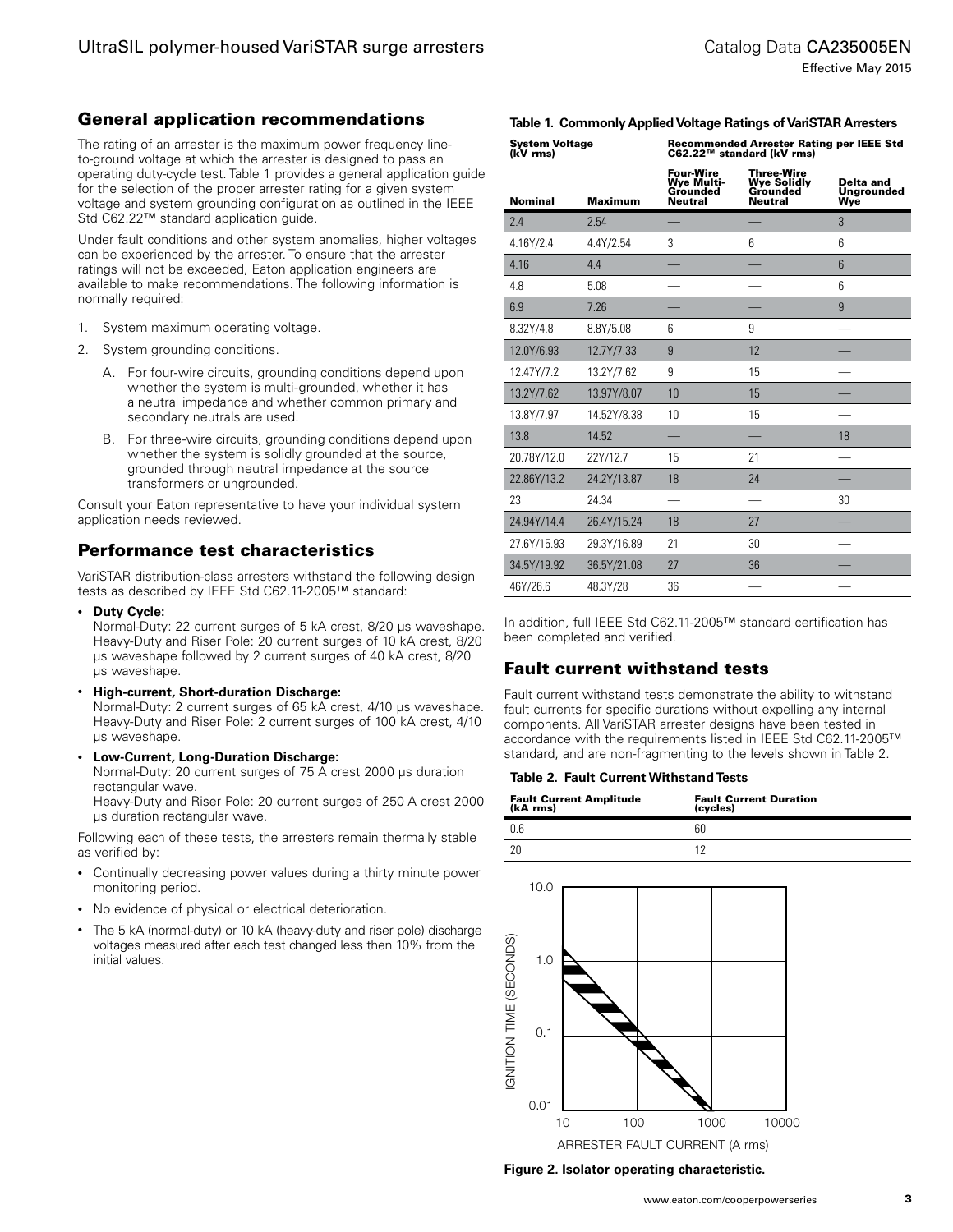## General application recommendations

The rating of an arrester is the maximum power frequency line-to-ground voltage at which the arrester is designed to pass an operating duty-cycle test. Table 1 provides a general application guide for the selection of the proper arrester rating for a given system voltage and system grounding configuration as outlined in the IEEE Std C62.22™ standard application guide.

Under fault conditions and other system anomalies, higher voltages can be experienced by the arrester. To ensure that the arrester ratings will not be exceeded, Eaton application engineers are available to make recommendations. The following information is normally required:

1. System maximum operating voltage.
2. System grounding conditions.
   - A. For four-wire circuits, grounding conditions depend upon whether the system is multi-grounded, whether it has a neutral impedance and whether common primary and secondary neutrals are used.
   - B. For three-wire circuits, grounding conditions depend upon whether the system is solidly grounded at the source, grounded through neutral impedance at the source transformers or ungrounded.

Consult your Eaton representative to have your individual system application needs reviewed.

**Table 1. Commonly Applied Voltage Ratings of VariSTAR Arresters**

| System Voltage (kV rms) | | Recommended Arrester Rating per IEEE Std C62.22™ standard (kV rms) | | |
|---|---|---|---|---|
| **Nominal** | **Maximum** | **Four-Wire Wye Multi-Grounded Neutral** | **Three-Wire Wye Solidly Grounded Neutral** | **Delta and Ungrounded Wye** |
| 2.4 | 2.54 | — | — | 3 |
| 4.16Y/2.4 | 4.4Y/2.54 | 3 | 6 | 6 |
| 4.16 | 4.4 | — | — | 6 |
| 4.8 | 5.08 | — | — | 6 |
| 6.9 | 7.26 | — | — | 9 |
| 8.32Y/4.8 | 8.8Y/5.08 | 6 | 9 | — |
| 12.0Y/6.93 | 12.7Y/7.33 | 9 | 12 | — |
| 12.47Y/7.2 | 13.2Y/7.62 | 9 | 15 | — |
| 13.2Y/7.62 | 13.97Y/8.07 | 10 | 15 | — |
| 13.8Y/7.97 | 14.52Y/8.38 | 10 | 15 | — |
| 13.8 | 14.52 | — | — | 18 |
| 20.78Y/12.0 | 22Y/12.7 | 15 | 21 | — |
| 22.86Y/13.2 | 24.2Y/13.87 | 18 | 24 | — |
| 23 | 24.34 | — | — | 30 |
| 24.94Y/14.4 | 26.4Y/15.24 | 18 | 27 | — |
| 27.6Y/15.93 | 29.3Y/16.89 | 21 | 30 | — |
| 34.5Y/19.92 | 36.5Y/21.08 | 27 | 36 | — |
| 46Y/26.6 | 48.3Y/28 | 36 | — | — |

## Performance test characteristics

VariSTAR distribution-class arresters withstand the following design tests as described by IEEE Std C62.11-2005™ standard:

- **Duty Cycle:**
  Normal-Duty: 22 current surges of 5 kA crest, 8/20 µs waveshape.
  Heavy-Duty and Riser Pole: 20 current surges of 10 kA crest, 8/20 µs waveshape followed by 2 current surges of 40 kA crest, 8/20 µs waveshape.
- **High-current, Short-duration Discharge:**
  Normal-Duty: 2 current surges of 65 kA crest, 4/10 µs waveshape.
  Heavy-Duty and Riser Pole: 2 current surges of 100 kA crest, 4/10 µs waveshape.
- **Low-Current, Long-Duration Discharge:**
  Normal-Duty: 20 current surges of 75 A crest 2000 µs duration rectangular wave.
  Heavy-Duty and Riser Pole: 20 current surges of 250 A crest 2000 µs duration rectangular wave.

Following each of these tests, the arresters remain thermally stable as verified by:

- Continually decreasing power values during a thirty minute power monitoring period.
- No evidence of physical or electrical deterioration.
- The 5 kA (normal-duty) or 10 kA (heavy-duty and riser pole) discharge voltages measured after each test changed less then 10% from the initial values.

In addition, full IEEE Std C62.11-2005™ standard certification has been completed and verified.

## Fault current withstand tests

Fault current withstand tests demonstrate the ability to withstand fault currents for specific durations without expelling any internal components. All VariSTAR arrester designs have been tested in accordance with the requirements listed in IEEE Std C62.11-2005™ standard, and are non-fragmenting to the levels shown in Table 2.

**Table 2. Fault Current Withstand Tests**

| Fault Current Amplitude (kA rms) | Fault Current Duration (cycles) |
|---|---|
| 0.6 | 60 |
| 20 | 12 |

10.0
1.0
0.1
0.01
IGNITION TIME (SECONDS)
10
100
1000
10000
ARRESTER FAULT CURRENT (A rms)

**Figure 2. Isolator operating characteristic.**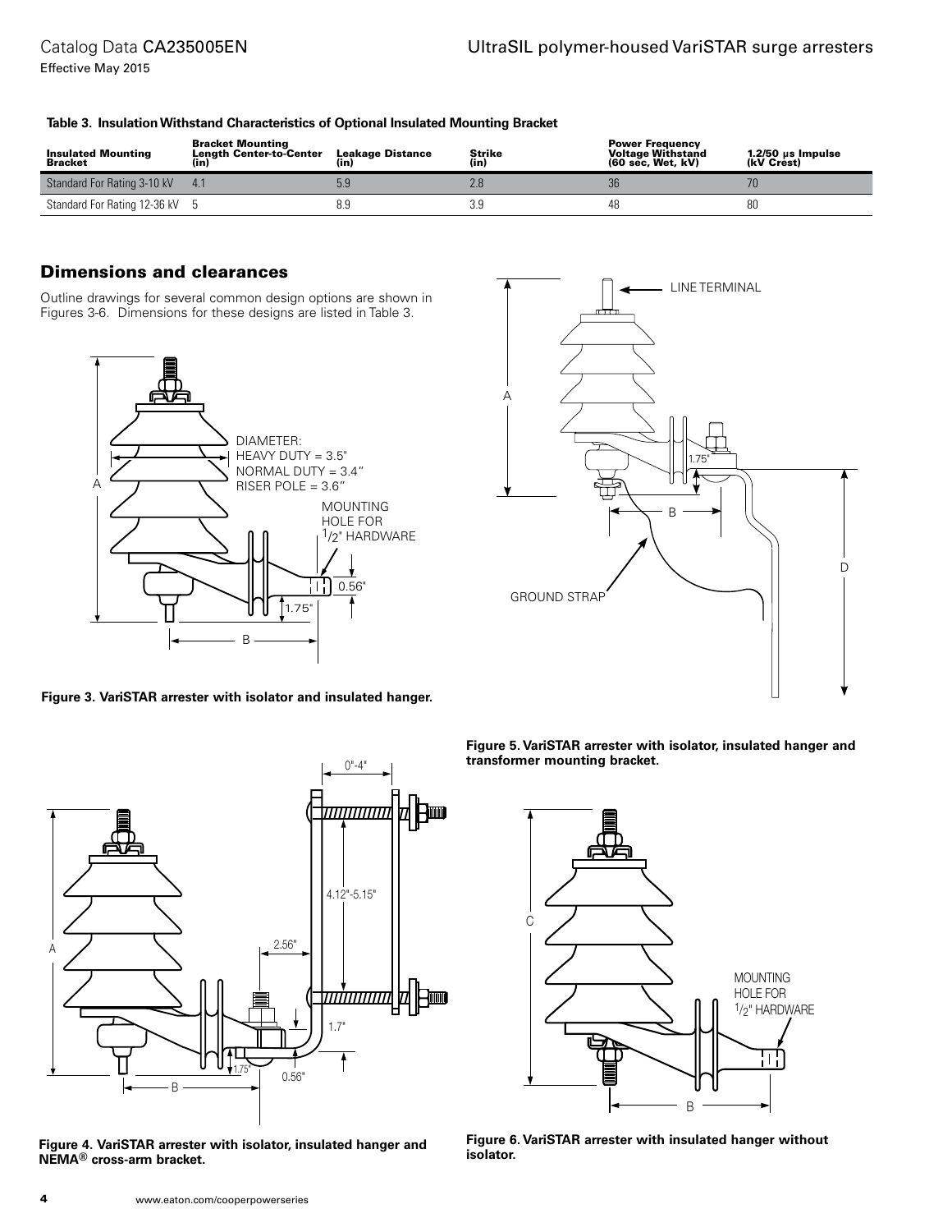**Table 3. Insulation Withstand Characteristics of Optional Insulated Mounting Bracket**

| Insulated Mounting Bracket | Bracket Mounting Length Center-to-Center (in) | Leakage Distance (in) | Strike (in) | Power Frequency Voltage Withstand (60 sec, Wet, kV) | 1.2/50 µs Impulse (kV Crest) |
|---|---|---|---|---|---|
| Standard For Rating 3-10 kV | 4.1 | 5.9 | 2.8 | 36 | 70 |
| Standard For Rating 12-36 kV | 5 | 8.9 | 3.9 | 48 | 80 |

## Dimensions and clearances

Outline drawings for several common design options are shown in Figures 3-6. Dimensions for these designs are listed in Table 3.

A

DIAMETER:
HEAVY DUTY = 3.5"
NORMAL DUTY = 3.4"
RISER POLE = 3.6"

MOUNTING HOLE FOR 1/2" HARDWARE

0.56"

1.75"

B

**Figure 3. VariSTAR arrester with isolator and insulated hanger.**

LINE TERMINAL

A

1.75"

B

D

GROUND STRAP

**Figure 5. VariSTAR arrester with isolator, insulated hanger and transformer mounting bracket.**

0"-4"

4.12"-5.15"

2.56"

A

1.7"

1.75"

0.56"

B

**Figure 4. VariSTAR arrester with isolator, insulated hanger and NEMA® cross-arm bracket.**

C

MOUNTING HOLE FOR 1/2" HARDWARE

B

**Figure 6. VariSTAR arrester with insulated hanger without isolator.**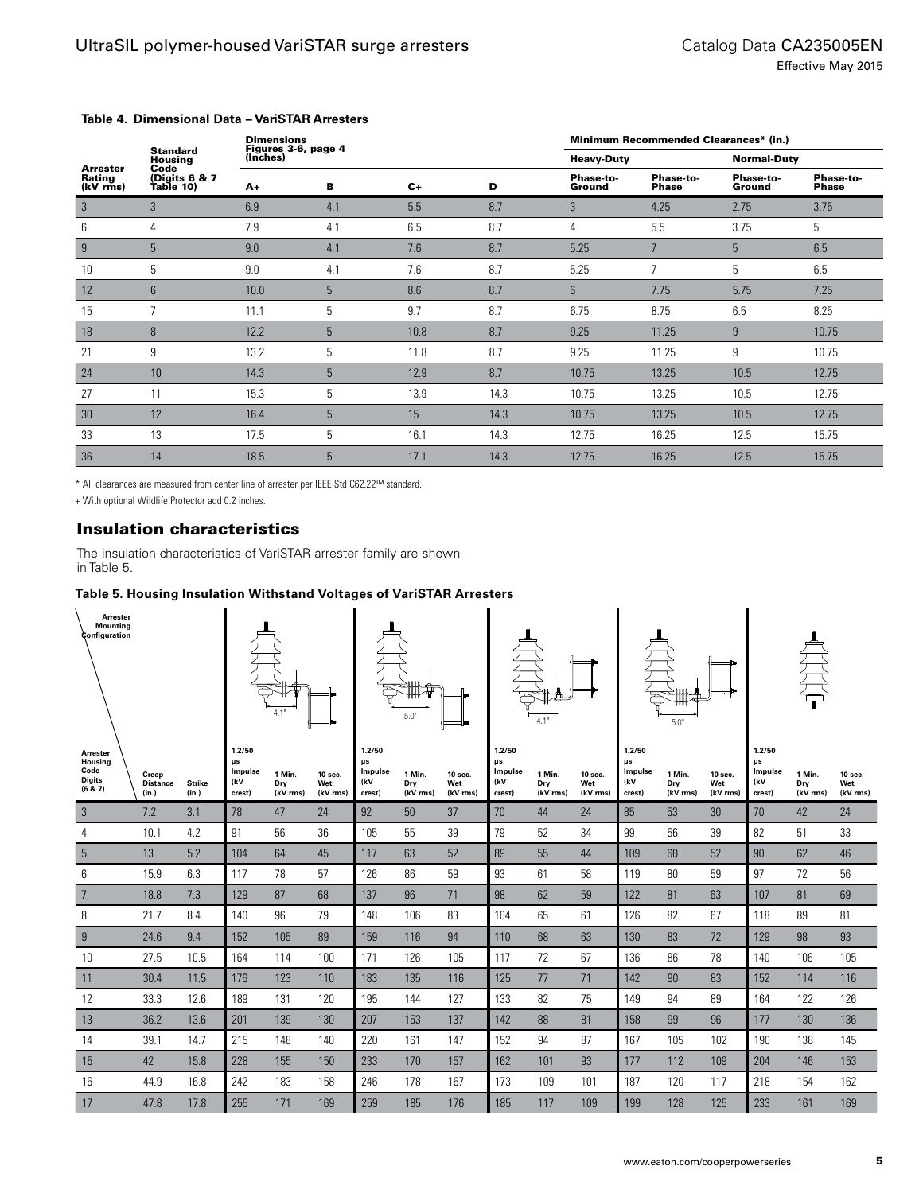**Table 4. Dimensional Data – VariSTAR Arresters**

| Arrester Rating (kV rms) | Standard Housing Code (Digits 6 & 7 Table 10) | Dimensions Figures 3-6, page 4 (Inches) | | | | Minimum Recommended Clearances* (in.) | | | |
|---|---|---|---|---|---|---|---|---|---|
| | | | | | | Heavy-Duty | | Normal-Duty | |
| | | A+ | B | C+ | D | Phase-to-Ground | Phase-to-Phase | Phase-to-Ground | Phase-to-Phase |
| 3 | 3 | 6.9 | 4.1 | 5.5 | 8.7 | 3 | 4.25 | 2.75 | 3.75 |
| 6 | 4 | 7.9 | 4.1 | 6.5 | 8.7 | 4 | 5.5 | 3.75 | 5 |
| 9 | 5 | 9.0 | 4.1 | 7.6 | 8.7 | 5.25 | 7 | 5 | 6.5 |
| 10 | 5 | 9.0 | 4.1 | 7.6 | 8.7 | 5.25 | 7 | 5 | 6.5 |
| 12 | 6 | 10.0 | 5 | 8.6 | 8.7 | 6 | 7.75 | 5.75 | 7.25 |
| 15 | 7 | 11.1 | 5 | 9.7 | 8.7 | 6.75 | 8.75 | 6.5 | 8.25 |
| 18 | 8 | 12.2 | 5 | 10.8 | 8.7 | 9.25 | 11.25 | 9 | 10.75 |
| 21 | 9 | 13.2 | 5 | 11.8 | 8.7 | 9.25 | 11.25 | 9 | 10.75 |
| 24 | 10 | 14.3 | 5 | 12.9 | 8.7 | 10.75 | 13.25 | 10.5 | 12.75 |
| 27 | 11 | 15.3 | 5 | 13.9 | 14.3 | 10.75 | 13.25 | 10.5 | 12.75 |
| 30 | 12 | 16.4 | 5 | 15 | 14.3 | 10.75 | 13.25 | 10.5 | 12.75 |
| 33 | 13 | 17.5 | 5 | 16.1 | 14.3 | 12.75 | 16.25 | 12.5 | 15.75 |
| 36 | 14 | 18.5 | 5 | 17.1 | 14.3 | 12.75 | 16.25 | 12.5 | 15.75 |

* All clearances are measured from center line of arrester per IEEE Std C62.22™ standard.

+ With optional Wildlife Protector add 0.2 inches.

## Insulation characteristics

The insulation characteristics of VariSTAR arrester family are shown in Table 5.

**Table 5. Housing Insulation Withstand Voltages of VariSTAR Arresters**

| Arrester Mounting Configuration | | | 4.1" | | | 5.0" | | | 4.1" | | | 5.0" | | | | | |
|---|---|---|---|---|---|---|---|---|---|---|---|---|---|---|---|---|---|
| Arrester Housing Code Digits (6 & 7) | Creep Distance (in.) | Strike (in.) | 1.2/50 µs Impulse (kV crest) | 1 Min. Dry (kV rms) | 10 sec. Wet (kV rms) | 1.2/50 µs Impulse (kV crest) | 1 Min. Dry (kV rms) | 10 sec. Wet (kV rms) | 1.2/50 µs Impulse (kV crest) | 1 Min. Dry (kV rms) | 10 sec. Wet (kV rms) | 1.2/50 µs Impulse (kV crest) | 1 Min. Dry (kV rms) | 10 sec. Wet (kV rms) | 1.2/50 µs Impulse (kV crest) | 1 Min. Dry (kV rms) | 10 sec. Wet (kV rms) |
| 3 | 7.2 | 3.1 | 78 | 47 | 24 | 92 | 50 | 37 | 70 | 44 | 24 | 85 | 53 | 30 | 70 | 42 | 24 |
| 4 | 10.1 | 4.2 | 91 | 56 | 36 | 105 | 55 | 39 | 79 | 52 | 34 | 99 | 56 | 39 | 82 | 51 | 33 |
| 5 | 13 | 5.2 | 104 | 64 | 45 | 117 | 63 | 52 | 89 | 55 | 44 | 109 | 60 | 52 | 90 | 62 | 46 |
| 6 | 15.9 | 6.3 | 117 | 78 | 57 | 126 | 86 | 59 | 93 | 61 | 58 | 119 | 80 | 59 | 97 | 72 | 56 |
| 7 | 18.8 | 7.3 | 129 | 87 | 68 | 137 | 96 | 71 | 98 | 62 | 59 | 122 | 81 | 63 | 107 | 81 | 69 |
| 8 | 21.7 | 8.4 | 140 | 96 | 79 | 148 | 106 | 83 | 104 | 65 | 61 | 126 | 82 | 67 | 118 | 89 | 81 |
| 9 | 24.6 | 9.4 | 152 | 105 | 89 | 159 | 116 | 94 | 110 | 68 | 63 | 130 | 83 | 72 | 129 | 98 | 93 |
| 10 | 27.5 | 10.5 | 164 | 114 | 100 | 171 | 126 | 105 | 117 | 72 | 67 | 136 | 86 | 78 | 140 | 106 | 105 |
| 11 | 30.4 | 11.5 | 176 | 123 | 110 | 183 | 135 | 116 | 125 | 77 | 71 | 142 | 90 | 83 | 152 | 114 | 116 |
| 12 | 33.3 | 12.6 | 189 | 131 | 120 | 195 | 144 | 127 | 133 | 82 | 75 | 149 | 94 | 89 | 164 | 122 | 126 |
| 13 | 36.2 | 13.6 | 201 | 139 | 130 | 207 | 153 | 137 | 142 | 88 | 81 | 158 | 99 | 96 | 177 | 130 | 136 |
| 14 | 39.1 | 14.7 | 215 | 148 | 140 | 220 | 161 | 147 | 152 | 94 | 87 | 167 | 105 | 102 | 190 | 138 | 145 |
| 15 | 42 | 15.8 | 228 | 155 | 150 | 233 | 170 | 157 | 162 | 101 | 93 | 177 | 112 | 109 | 204 | 146 | 153 |
| 16 | 44.9 | 16.8 | 242 | 183 | 158 | 246 | 178 | 167 | 173 | 109 | 101 | 187 | 120 | 117 | 218 | 154 | 162 |
| 17 | 47.8 | 17.8 | 255 | 171 | 169 | 259 | 185 | 176 | 185 | 117 | 109 | 199 | 128 | 125 | 233 | 161 | 169 |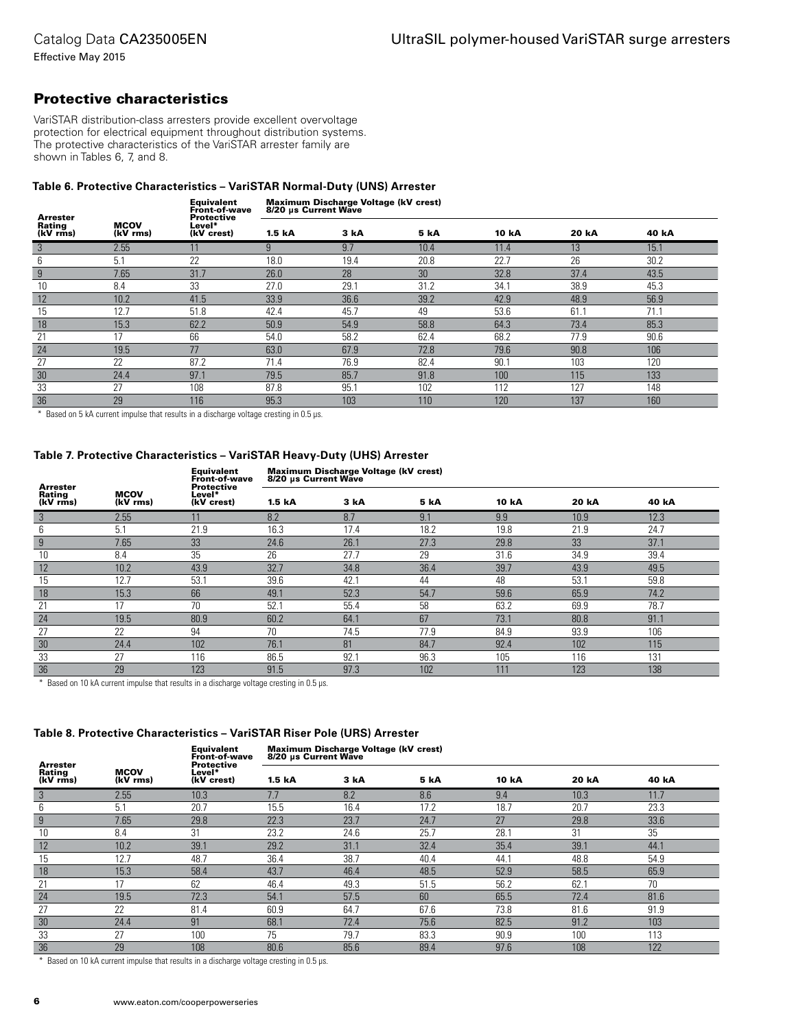## Protective characteristics

VariSTAR distribution-class arresters provide excellent overvoltage protection for electrical equipment throughout distribution systems. The protective characteristics of the VariSTAR arrester family are shown in Tables 6, 7, and 8.

**Table 6. Protective Characteristics – VariSTAR Normal-Duty (UNS) Arrester**

| Arrester Rating (kV rms) | MCOV (kV rms) | Equivalent Front-of-wave Protective Level* (kV crest) | Maximum Discharge Voltage (kV crest) 8/20 µs Current Wave | | | | | |
|---|---|---|---|---|---|---|---|---|
| | | | 1.5 kA | 3 kA | 5 kA | 10 kA | 20 kA | 40 kA |
| 3 | 2.55 | 11 | 9 | 9.7 | 10.4 | 11.4 | 13 | 15.1 |
| 6 | 5.1 | 22 | 18.0 | 19.4 | 20.8 | 22.7 | 26 | 30.2 |
| 9 | 7.65 | 31.7 | 26.0 | 28 | 30 | 32.8 | 37.4 | 43.5 |
| 10 | 8.4 | 33 | 27.0 | 29.1 | 31.2 | 34.1 | 38.9 | 45.3 |
| 12 | 10.2 | 41.5 | 33.9 | 36.6 | 39.2 | 42.9 | 48.9 | 56.9 |
| 15 | 12.7 | 51.8 | 42.4 | 45.7 | 49 | 53.6 | 61.1 | 71.1 |
| 18 | 15.3 | 62.2 | 50.9 | 54.9 | 58.8 | 64.3 | 73.4 | 85.3 |
| 21 | 17 | 66 | 54.0 | 58.2 | 62.4 | 68.2 | 77.9 | 90.6 |
| 24 | 19.5 | 77 | 63.0 | 67.9 | 72.8 | 79.6 | 90.8 | 106 |
| 27 | 22 | 87.2 | 71.4 | 76.9 | 82.4 | 90.1 | 103 | 120 |
| 30 | 24.4 | 97.1 | 79.5 | 85.7 | 91.8 | 100 | 115 | 133 |
| 33 | 27 | 108 | 87.8 | 95.1 | 102 | 112 | 127 | 148 |
| 36 | 29 | 116 | 95.3 | 103 | 110 | 120 | 137 | 160 |

\* Based on 5 kA current impulse that results in a discharge voltage cresting in 0.5 µs.

**Table 7. Protective Characteristics – VariSTAR Heavy-Duty (UHS) Arrester**

| Arrester Rating (kV rms) | MCOV (kV rms) | Equivalent Front-of-wave Protective Level* (kV crest) | Maximum Discharge Voltage (kV crest) 8/20 µs Current Wave | | | | | |
|---|---|---|---|---|---|---|---|---|
| | | | 1.5 kA | 3 kA | 5 kA | 10 kA | 20 kA | 40 kA |
| 3 | 2.55 | 11 | 8.2 | 8.7 | 9.1 | 9.9 | 10.9 | 12.3 |
| 6 | 5.1 | 21.9 | 16.3 | 17.4 | 18.2 | 19.8 | 21.9 | 24.7 |
| 9 | 7.65 | 33 | 24.6 | 26.1 | 27.3 | 29.8 | 33 | 37.1 |
| 10 | 8.4 | 35 | 26 | 27.7 | 29 | 31.6 | 34.9 | 39.4 |
| 12 | 10.2 | 43.9 | 32.7 | 34.8 | 36.4 | 39.7 | 43.9 | 49.5 |
| 15 | 12.7 | 53.1 | 39.6 | 42.1 | 44 | 48 | 53.1 | 59.8 |
| 18 | 15.3 | 66 | 49.1 | 52.3 | 54.7 | 59.6 | 65.9 | 74.2 |
| 21 | 17 | 70 | 52.1 | 55.4 | 58 | 63.2 | 69.9 | 78.7 |
| 24 | 19.5 | 80.9 | 60.2 | 64.1 | 67 | 73.1 | 80.8 | 91.1 |
| 27 | 22 | 94 | 70 | 74.5 | 77.9 | 84.9 | 93.9 | 106 |
| 30 | 24.4 | 102 | 76.1 | 81 | 84.7 | 92.4 | 102 | 115 |
| 33 | 27 | 116 | 86.5 | 92.1 | 96.3 | 105 | 116 | 131 |
| 36 | 29 | 123 | 91.5 | 97.3 | 102 | 111 | 123 | 138 |

\* Based on 10 kA current impulse that results in a discharge voltage cresting in 0.5 µs.

**Table 8. Protective Characteristics – VariSTAR Riser Pole (URS) Arrester**

| Arrester Rating (kV rms) | MCOV (kV rms) | Equivalent Front-of-wave Protective Level* (kV crest) | Maximum Discharge Voltage (kV crest) 8/20 µs Current Wave | | | | | |
|---|---|---|---|---|---|---|---|---|
| | | | 1.5 kA | 3 kA | 5 kA | 10 kA | 20 kA | 40 kA |
| 3 | 2.55 | 10.3 | 7.7 | 8.2 | 8.6 | 9.4 | 10.3 | 11.7 |
| 6 | 5.1 | 20.7 | 15.5 | 16.4 | 17.2 | 18.7 | 20.7 | 23.3 |
| 9 | 7.65 | 29.8 | 22.3 | 23.7 | 24.7 | 27 | 29.8 | 33.6 |
| 10 | 8.4 | 31 | 23.2 | 24.6 | 25.7 | 28.1 | 31 | 35 |
| 12 | 10.2 | 39.1 | 29.2 | 31.1 | 32.4 | 35.4 | 39.1 | 44.1 |
| 15 | 12.7 | 48.7 | 36.4 | 38.7 | 40.4 | 44.1 | 48.8 | 54.9 |
| 18 | 15.3 | 58.4 | 43.7 | 46.4 | 48.5 | 52.9 | 58.5 | 65.9 |
| 21 | 17 | 62 | 46.4 | 49.3 | 51.5 | 56.2 | 62.1 | 70 |
| 24 | 19.5 | 72.3 | 54.1 | 57.5 | 60 | 65.5 | 72.4 | 81.6 |
| 27 | 22 | 81.4 | 60.9 | 64.7 | 67.6 | 73.8 | 81.6 | 91.9 |
| 30 | 24.4 | 91 | 68.1 | 72.4 | 75.6 | 82.5 | 91.2 | 103 |
| 33 | 27 | 100 | 75 | 79.7 | 83.3 | 90.9 | 100 | 113 |
| 36 | 29 | 108 | 80.6 | 85.6 | 89.4 | 97.6 | 108 | 122 |

\* Based on 10 kA current impulse that results in a discharge voltage cresting in 0.5 µs.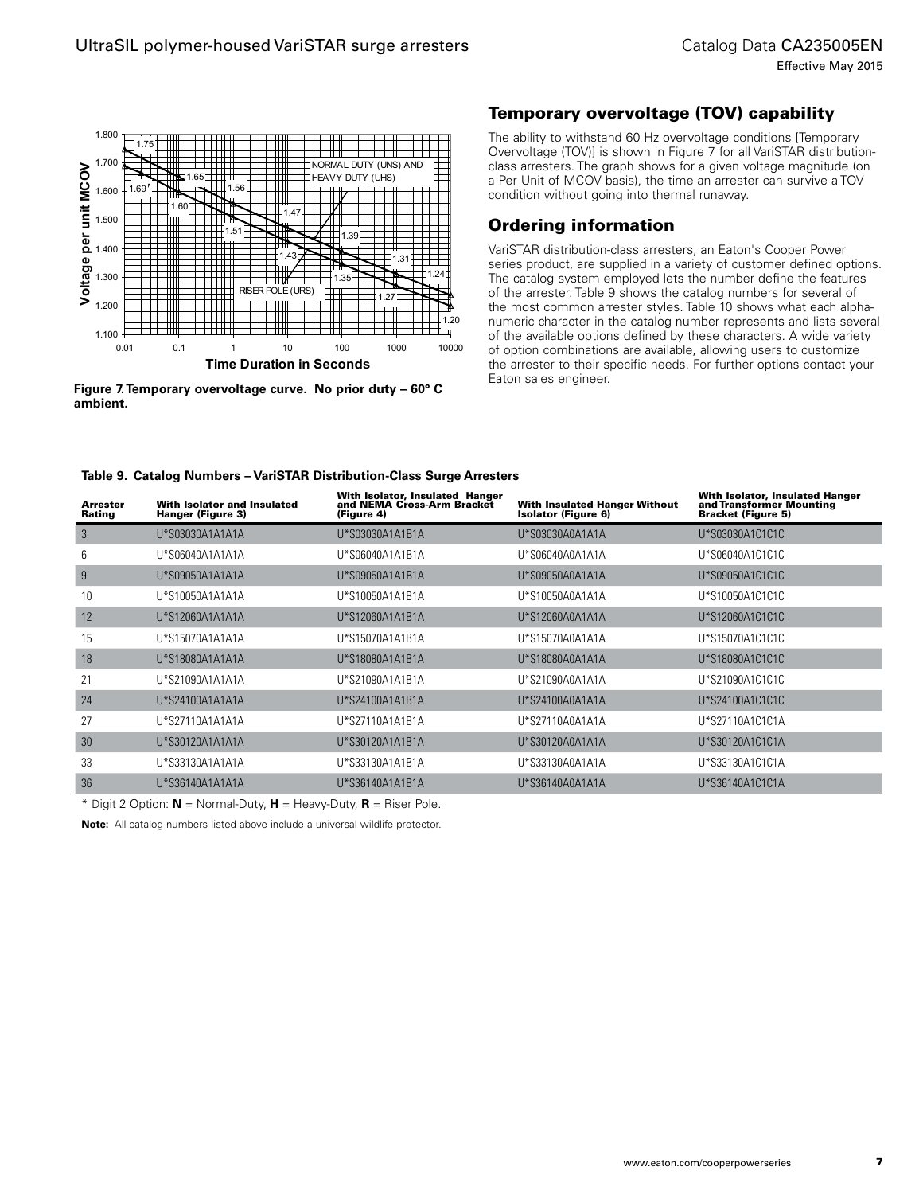1.800
1.700
1.600
1.500
1.400
1.300
1.200
1.100

Voltage per unit MCOV

0.01 0.1 1 10 100 1000 10000

Time Duration in Seconds

1.75
1.69
1.65
1.60
1.56
1.51
1.47
1.43
1.39
1.35
1.31
1.27
1.24
1.20

NORMAL DUTY (UNS) AND HEAVY DUTY (UHS)

RISER POLE (URS)

**Figure 7. Temporary overvoltage curve. No prior duty – 60° C ambient.**

## Temporary overvoltage (TOV) capability

The ability to withstand 60 Hz overvoltage conditions [Temporary Overvoltage (TOV)] is shown in Figure 7 for all VariSTAR distribution-class arresters. The graph shows for a given voltage magnitude (on a Per Unit of MCOV basis), the time an arrester can survive a TOV condition without going into thermal runaway.

## Ordering information

VariSTAR distribution-class arresters, an Eaton's Cooper Power series product, are supplied in a variety of customer defined options. The catalog system employed lets the number define the features of the arrester. Table 9 shows the catalog numbers for several of the most common arrester styles. Table 10 shows what each alpha-numeric character in the catalog number represents and lists several of the available options defined by these characters. A wide variety of option combinations are available, allowing users to customize the arrester to their specific needs. For further options contact your Eaton sales engineer.

**Table 9. Catalog Numbers – VariSTAR Distribution-Class Surge Arresters**

| Arrester Rating | With Isolator and Insulated Hanger (Figure 3) | With Isolator, Insulated Hanger and NEMA Cross-Arm Bracket (Figure 4) | With Insulated Hanger Without Isolator (Figure 6) | With Isolator, Insulated Hanger and Transformer Mounting Bracket (Figure 5) |
|---|---|---|---|---|
| 3 | U*S03030A1A1A1A | U*S03030A1A1B1A | U*S03030A0A1A1A | U*S03030A1C1C1C |
| 6 | U*S06040A1A1A1A | U*S06040A1A1B1A | U*S06040A0A1A1A | U*S06040A1C1C1C |
| 9 | U*S09050A1A1A1A | U*S09050A1A1B1A | U*S09050A0A1A1A | U*S09050A1C1C1C |
| 10 | U*S10050A1A1A1A | U*S10050A1A1B1A | U*S10050A0A1A1A | U*S10050A1C1C1C |
| 12 | U*S12060A1A1A1A | U*S12060A1A1B1A | U*S12060A0A1A1A | U*S12060A1C1C1C |
| 15 | U*S15070A1A1A1A | U*S15070A1A1B1A | U*S15070A0A1A1A | U*S15070A1C1C1C |
| 18 | U*S18080A1A1A1A | U*S18080A1A1B1A | U*S18080A0A1A1A | U*S18080A1C1C1C |
| 21 | U*S21090A1A1A1A | U*S21090A1A1B1A | U*S21090A0A1A1A | U*S21090A1C1C1C |
| 24 | U*S24100A1A1A1A | U*S24100A1A1B1A | U*S24100A0A1A1A | U*S24100A1C1C1C |
| 27 | U*S27110A1A1A1A | U*S27110A1A1B1A | U*S27110A0A1A1A | U*S27110A1C1C1A |
| 30 | U*S30120A1A1A1A | U*S30120A1A1B1A | U*S30120A0A1A1A | U*S30120A1C1C1A |
| 33 | U*S33130A1A1A1A | U*S33130A1A1B1A | U*S33130A0A1A1A | U*S33130A1C1C1A |
| 36 | U*S36140A1A1A1A | U*S36140A1A1B1A | U*S36140A0A1A1A | U*S36140A1C1C1A |

* Digit 2 Option: **N** = Normal-Duty, **H** = Heavy-Duty, **R** = Riser Pole.

**Note:** All catalog numbers listed above include a universal wildlife protector.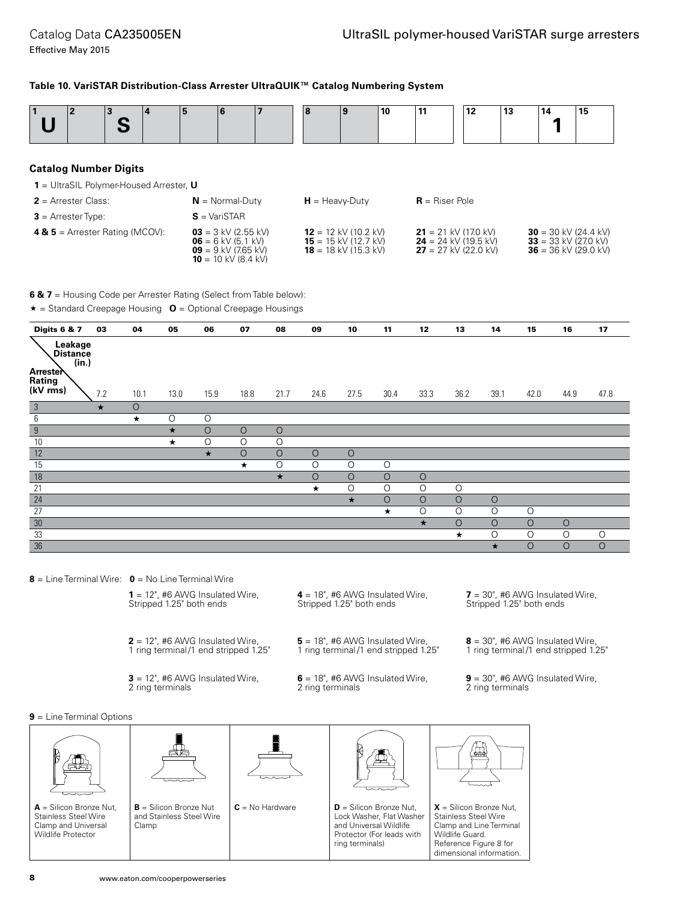## Table 10. VariSTAR Distribution-Class Arrester UltraQUIK™ Catalog Numbering System

| 1 | 2 | 3 | 4 | 5 | 6 | 7 | 8 | 9 | 10 | 11 | 12 | 13 | 14 | 15 |
|---|---|---|---|---|---|---|---|---|---|---|---|---|---|---|
| U | | S | | | | | | | | | | | 1 | |

### Catalog Number Digits

**1** = UltraSIL Polymer-Housed Arrester, **U**

**2** = Arrester Class: **N** = Normal-Duty **H** = Heavy-Duty **R** = Riser Pole

**3** = Arrester Type: **S** = VariSTAR

**4 & 5** = Arrester Rating (MCOV):

- **03** = 3 kV (2.55 kV)
- **06** = 6 kV (5.1 kV)
- **09** = 9 kV (7.65 kV)
- **10** = 10 kV (8.4 kV)
- **12** = 12 kV (10.2 kV)
- **15** = 15 kV (12.7 kV)
- **18** = 18 kV (15.3 kV)
- **21** = 21 kV (17.0 kV)
- **24** = 24 kV (19.5 kV)
- **27** = 27 kV (22.0 kV)
- **30** = 30 kV (24.4 kV)
- **33** = 33 kV (27.0 kV)
- **36** = 36 kV (29.0 kV)

**6 & 7** = Housing Code per Arrester Rating (Select from Table below):

★ = Standard Creepage Housing **O** = Optional Creepage Housings

| Digits 6 & 7 | 03 | 04 | 05 | 06 | 07 | 08 | 09 | 10 | 11 | 12 | 13 | 14 | 15 | 16 | 17 |
|---|---|---|---|---|---|---|---|---|---|---|---|---|---|---|---|
| Arrester Rating (kV rms) \ Leakage Distance (in.) | 7.2 | 10.1 | 13.0 | 15.9 | 18.8 | 21.7 | 24.6 | 27.5 | 30.4 | 33.3 | 36.2 | 39.1 | 42.0 | 44.9 | 47.8 |
| 3 | ★ | O | | | | | | | | | | | | | |
| 6 | | ★ | O | O | | | | | | | | | | | |
| 9 | | | ★ | O | O | O | | | | | | | | | |
| 10 | | | ★ | O | O | O | | | | | | | | | |
| 12 | | | | ★ | O | O | O | O | | | | | | | |
| 15 | | | | | ★ | O | O | O | O | | | | | | |
| 18 | | | | | | ★ | O | O | O | O | | | | | |
| 21 | | | | | | | ★ | O | O | O | O | | | | |
| 24 | | | | | | | | ★ | O | O | O | O | | | |
| 27 | | | | | | | | | ★ | O | O | O | O | | |
| 30 | | | | | | | | | | ★ | O | O | O | O | |
| 33 | | | | | | | | | | | ★ | O | O | O | O |
| 36 | | | | | | | | | | | | ★ | O | O | O |

**8** = Line Terminal Wire: **0** = No Line Terminal Wire

- **1** = 12", #6 AWG Insulated Wire, Stripped 1.25" both ends
- **2** = 12", #6 AWG Insulated Wire, 1 ring terminal/1 end stripped 1.25"
- **3** = 12", #6 AWG Insulated Wire, 2 ring terminals
- **4** = 18", #6 AWG Insulated Wire, Stripped 1.25" both ends
- **5** = 18", #6 AWG Insulated Wire, 1 ring terminal/1 end stripped 1.25"
- **6** = 18", #6 AWG Insulated Wire, 2 ring terminals
- **7** = 30", #6 AWG Insulated Wire, Stripped 1.25" both ends
- **8** = 30", #6 AWG Insulated Wire, 1 ring terminal/1 end stripped 1.25"
- **9** = 30", #6 AWG Insulated Wire, 2 ring terminals

**9** = Line Terminal Options

| | | | | |
|---|---|---|---|---|
| **A** = Silicon Bronze Nut, Stainless Steel Wire Clamp and Universal Wildlife Protector | **B** = Silicon Bronze Nut and Stainless Steel Wire Clamp | **C** = No Hardware | **D** = Silicon Bronze Nut, Lock Washer, Flat Washer and Universal Wildlife Protector (For leads with ring terminals) | **X** = Silicon Bronze Nut, Stainless Steel Wire Clamp and Line Terminal Wildlife Guard. Reference Figure 8 for dimensional information. |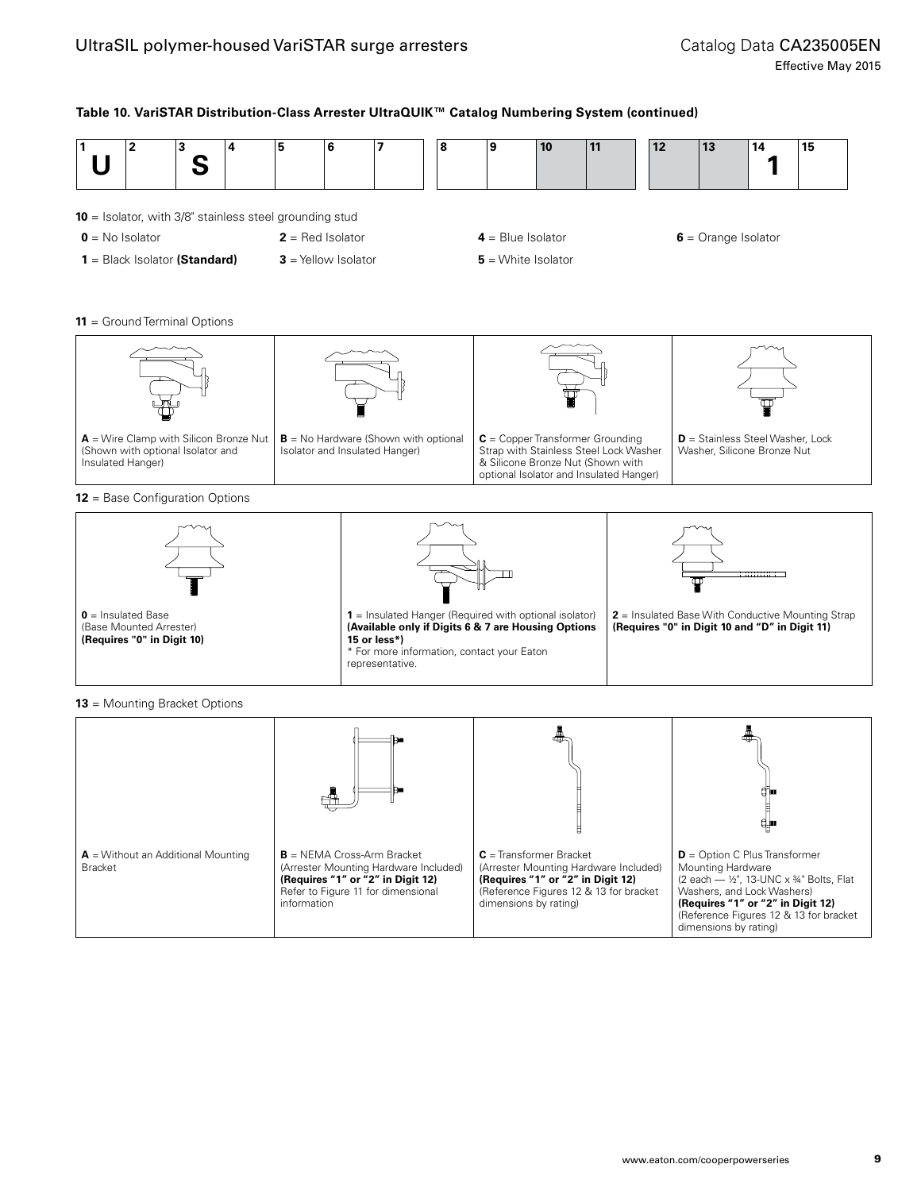**Table 10. VariSTAR Distribution-Class Arrester UltraQUIK™ Catalog Numbering System (continued)**

| 1 | 2 | 3 | 4 | 5 | 6 | 7 | 8 | 9 | 10 | 11 | 12 | 13 | 14 | 15 |
|---|---|---|---|---|---|---|---|---|---|---|---|---|---|---|
| U | | S | | | | | | | | | | | 1 | |

**10** = Isolator, with 3/8" stainless steel grounding stud

| | | | |
|---|---|---|---|
| **0** = No Isolator | **2** = Red Isolator | **4** = Blue Isolator | **6** = Orange Isolator |
| **1** = Black Isolator **(Standard)** | **3** = Yellow Isolator | **5** = White Isolator | |

**11** = Ground Terminal Options

| | | | |
|---|---|---|---|
| **A** = Wire Clamp with Silicon Bronze Nut (Shown with optional Isolator and Insulated Hanger) | **B** = No Hardware (Shown with optional Isolator and Insulated Hanger) | **C** = Copper Transformer Grounding Strap with Stainless Steel Lock Washer & Silicone Bronze Nut (Shown with optional Isolator and Insulated Hanger) | **D** = Stainless Steel Washer, Lock Washer, Silicone Bronze Nut |

**12** = Base Configuration Options

| | | |
|---|---|---|
| **0** = Insulated Base (Base Mounted Arrester) **(Requires "0" in Digit 10)** | **1** = Insulated Hanger (Required with optional isolator) **(Available only if Digits 6 & 7 are Housing Options 15 or less*)** * For more information, contact your Eaton representative. | **2** = Insulated Base With Conductive Mounting Strap **(Requires "0" in Digit 10 and "D" in Digit 11)** |

**13** = Mounting Bracket Options

| | | | |
|---|---|---|---|
| **A** = Without an Additional Mounting Bracket | **B** = NEMA Cross-Arm Bracket (Arrester Mounting Hardware Included) **(Requires "1" or "2" in Digit 12)** Refer to Figure 11 for dimensional information | **C** = Transformer Bracket (Arrester Mounting Hardware Included) **(Requires "1" or "2" in Digit 12)** (Reference Figures 12 & 13 for bracket dimensions by rating) | **D** = Option C Plus Transformer Mounting Hardware (2 each — ½", 13-UNC x ¾" Bolts, Flat Washers, and Lock Washers) **(Requires "1" or "2" in Digit 12)** (Reference Figures 12 & 13 for bracket dimensions by rating) |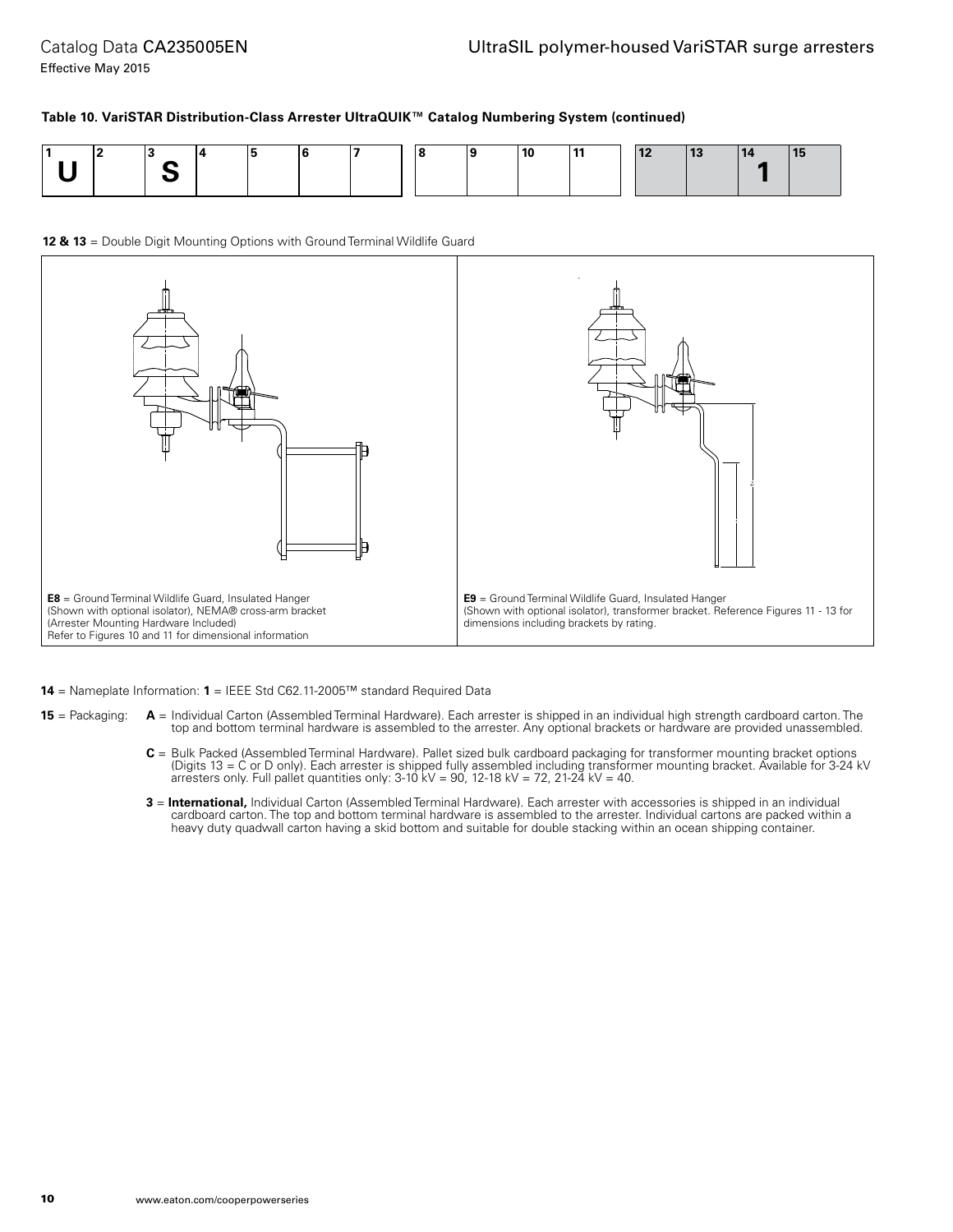**Table 10. VariSTAR Distribution-Class Arrester UltraQUIK™ Catalog Numbering System (continued)**

| 1 | 2 | 3 | 4 | 5 | 6 | 7 | 8 | 9 | 10 | 11 | 12 | 13 | 14 | 15 |
|---|---|---|---|---|---|---|---|---|---|---|---|---|---|---|
| U | | S | | | | | | | | | | | 1 | |

**12 & 13** = Double Digit Mounting Options with Ground Terminal Wildlife Guard

**E8** = Ground Terminal Wildlife Guard, Insulated Hanger (Shown with optional isolator), NEMA® cross-arm bracket (Arrester Mounting Hardware Included)
Refer to Figures 10 and 11 for dimensional information

**E9** = Ground Terminal Wildlife Guard, Insulated Hanger (Shown with optional isolator), transformer bracket. Reference Figures 11 - 13 for dimensions including brackets by rating.

**14** = Nameplate Information: **1** = IEEE Std C62.11-2005™ standard Required Data

**15** = Packaging:

- **A** = Individual Carton (Assembled Terminal Hardware). Each arrester is shipped in an individual high strength cardboard carton. The top and bottom terminal hardware is assembled to the arrester. Any optional brackets or hardware are provided unassembled.
- **C** = Bulk Packed (Assembled Terminal Hardware). Pallet sized bulk cardboard packaging for transformer mounting bracket options (Digits 13 = C or D only). Each arrester is shipped fully assembled including transformer mounting bracket. Available for 3-24 kV arresters only. Full pallet quantities only: 3-10 kV = 90, 12-18 kV = 72, 21-24 kV = 40.
- **3** = **International,** Individual Carton (Assembled Terminal Hardware). Each arrester with accessories is shipped in an individual cardboard carton. The top and bottom terminal hardware is assembled to the arrester. Individual cartons are packed within a heavy duty quadwall carton having a skid bottom and suitable for double stacking within an ocean shipping container.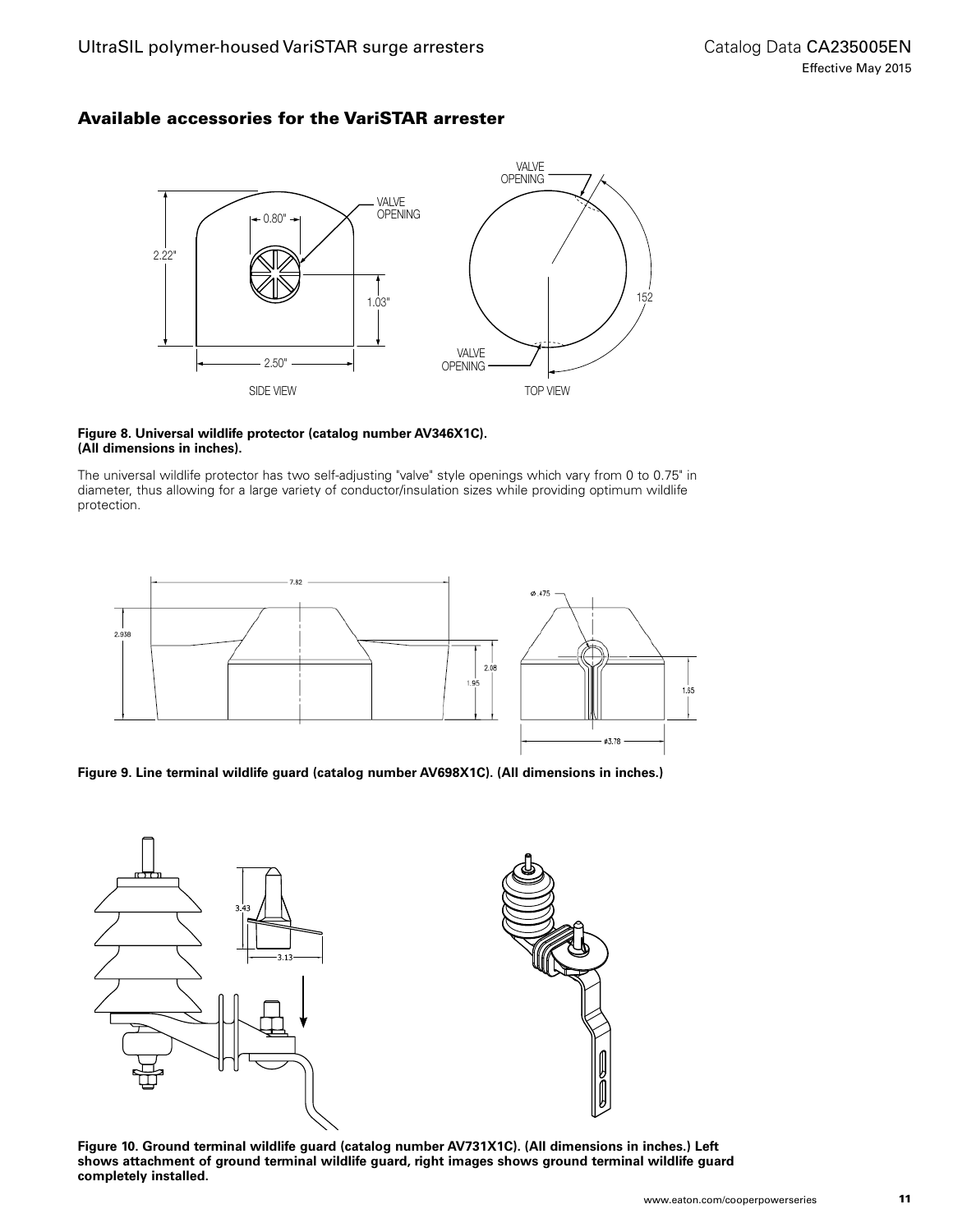## Available accessories for the VariSTAR arrester

VALVE OPENING

0.80"

2.22"

1.03"

2.50"

SIDE VIEW

VALVE OPENING

152

VALVE OPENING

TOP VIEW

**Figure 8. Universal wildlife protector (catalog number AV346X1C). (All dimensions in inches).**

The universal wildlife protector has two self-adjusting "valve" style openings which vary from 0 to 0.75" in diameter, thus allowing for a large variety of conductor/insulation sizes while providing optimum wildlife protection.

7.82

2.938

2.08

1.95

Ø .475

1.55

ø3.78

**Figure 9. Line terminal wildlife guard (catalog number AV698X1C). (All dimensions in inches.)**

3.43

3.13

**Figure 10. Ground terminal wildlife guard (catalog number AV731X1C). (All dimensions in inches.) Left shows attachment of ground terminal wildlife guard, right images shows ground terminal wildlife guard completely installed.**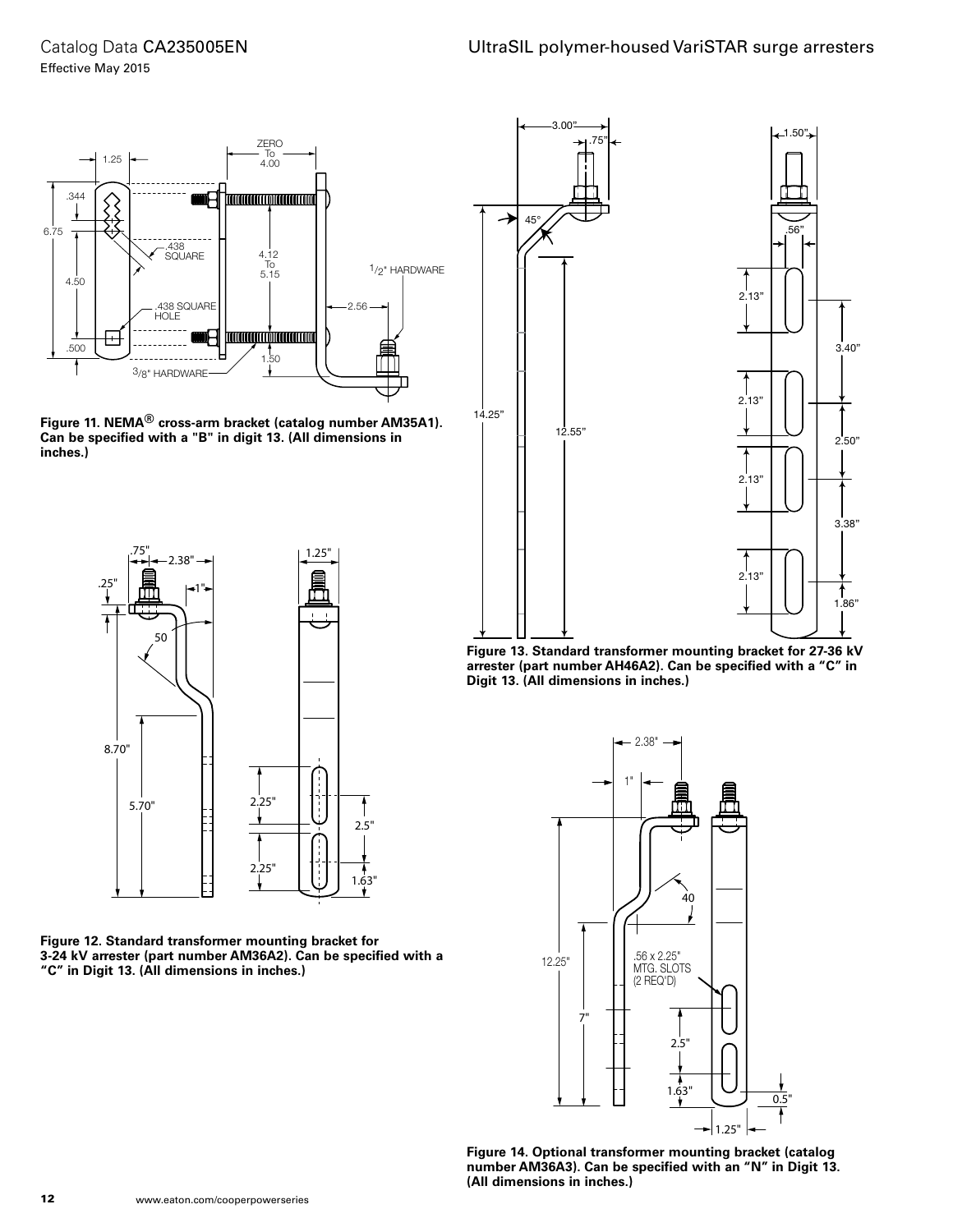1.25

ZERO To 4.00

.344

6.75

.438 SQUARE

4.12 To 5.15

1/2" HARDWARE

4.50

.438 SQUARE HOLE

2.56

.500

1.50

3/8" HARDWARE

**Figure 11. NEMA® cross-arm bracket (catalog number AM35A1). Can be specified with a "B" in digit 13. (All dimensions in inches.)**

.75"

2.38"

1.25"

.25"

1"

50

8.70"

5.70"

2.25"

2.5"

2.25"

1.63"

**Figure 12. Standard transformer mounting bracket for 3-24 kV arrester (part number AM36A2). Can be specified with a "C" in Digit 13. (All dimensions in inches.)**

3.00"

.75"

1.50"

45°

.56"

2.13"

3.40"

2.13"

14.25"

12.55"

2.50"

2.13"

3.38"

2.13"

1.86"

**Figure 13. Standard transformer mounting bracket for 27-36 kV arrester (part number AH46A2). Can be specified with a "C" in Digit 13. (All dimensions in inches.)**

2.38"

1"

40

12.25"

.56 x 2.25" MTG. SLOTS (2 REQ'D)

7"

2.5"

1.63"

0.5"

1.25"

**Figure 14. Optional transformer mounting bracket (catalog number AM36A3). Can be specified with an "N" in Digit 13. (All dimensions in inches.)**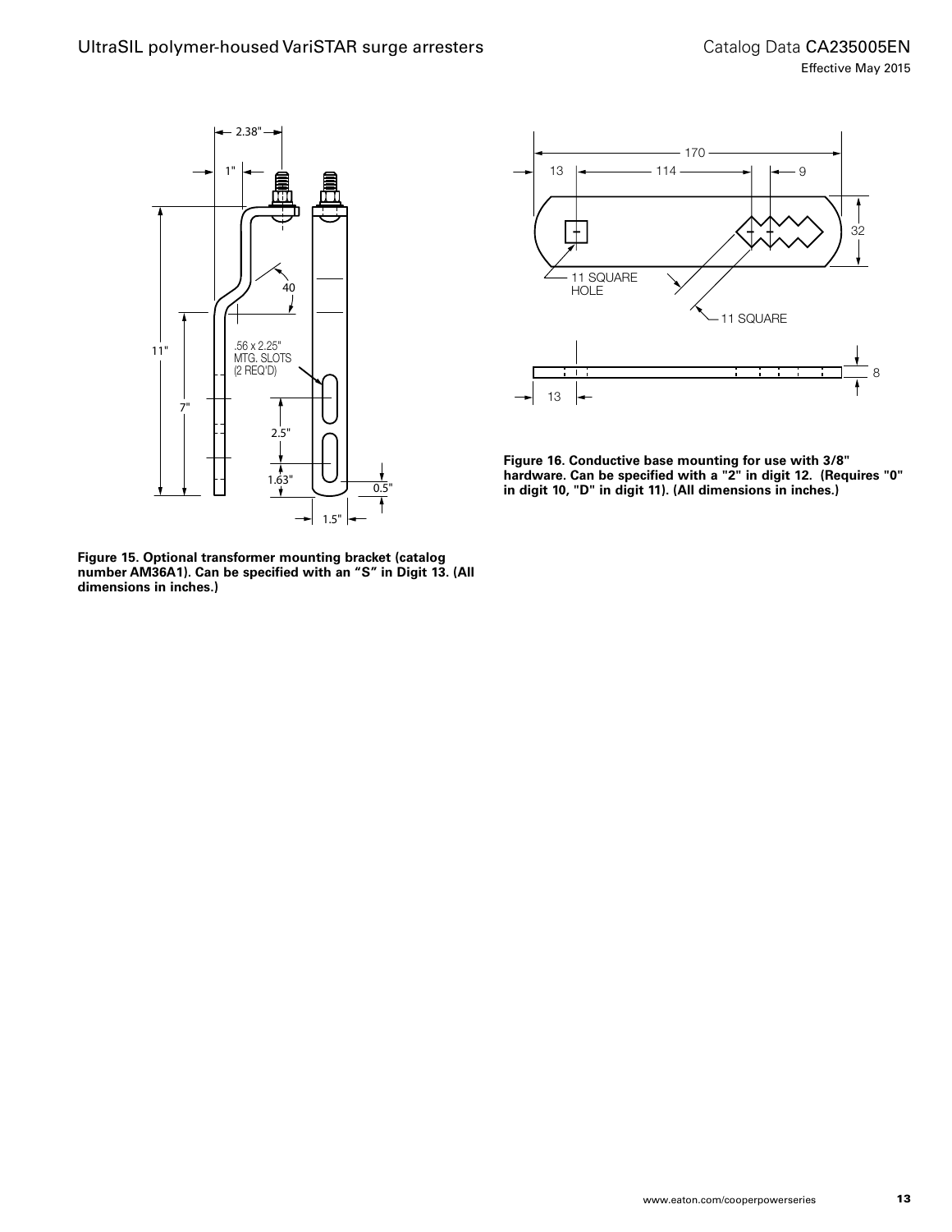2.38"

1"

11"

7"

40

.56 x 2.25" MTG. SLOTS (2 REQ'D)

2.5"

1.63"

0.5"

1.5"

**Figure 15. Optional transformer mounting bracket (catalog number AM36A1). Can be specified with an "S" in Digit 13. (All dimensions in inches.)**

170

13

114

9

32

11 SQUARE HOLE

11 SQUARE

8

13

**Figure 16. Conductive base mounting for use with 3/8" hardware. Can be specified with a "2" in digit 12. (Requires "0" in digit 10, "D" in digit 11). (All dimensions in inches.)**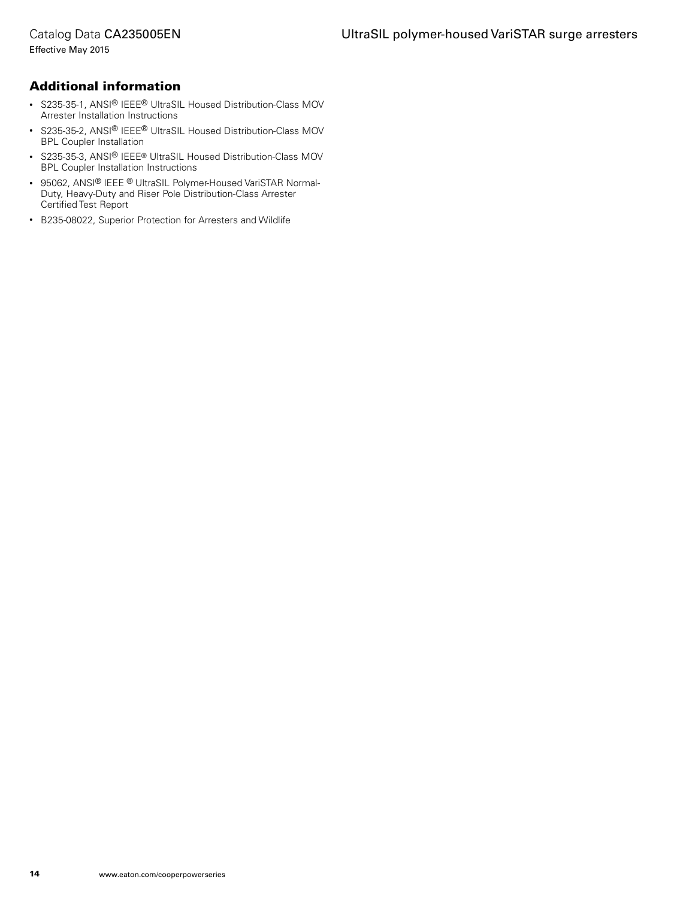## Additional information

- S235-35-1, ANSI® IEEE® UltraSIL Housed Distribution-Class MOV Arrester Installation Instructions
- S235-35-2, ANSI® IEEE® UltraSIL Housed Distribution-Class MOV BPL Coupler Installation
- S235-35-3, ANSI® IEEE® UltraSIL Housed Distribution-Class MOV BPL Coupler Installation Instructions
- 95062, ANSI® IEEE ® UltraSIL Polymer-Housed VariSTAR Normal-Duty, Heavy-Duty and Riser Pole Distribution-Class Arrester Certified Test Report
- B235-08022, Superior Protection for Arresters and Wildlife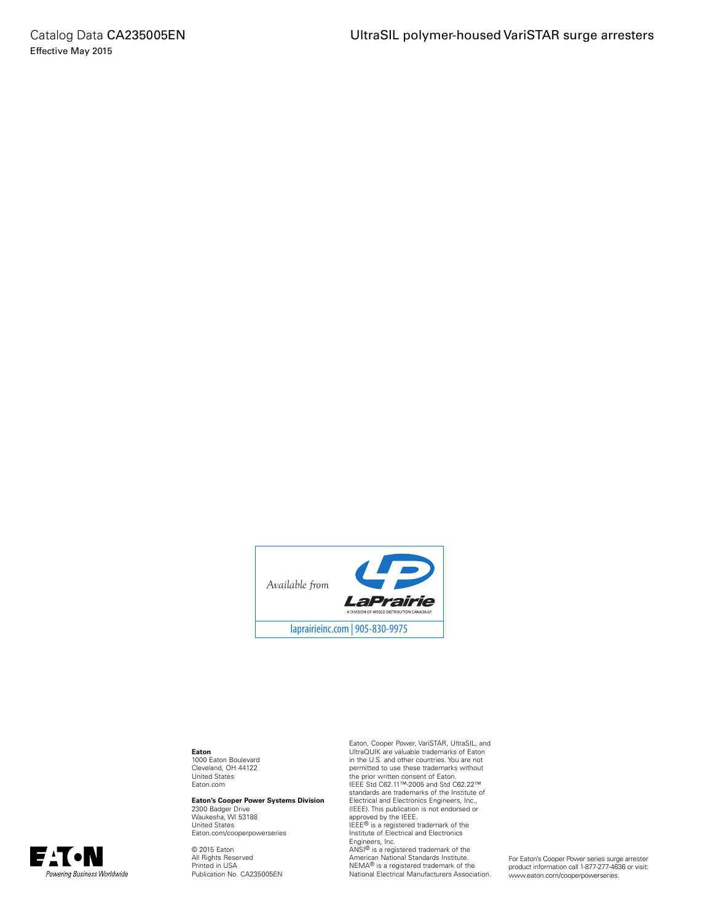Available from

LaPrairie

A DIVISION OF WESCO DISTRIBUTION CANADA LP

laprairieinc.com | 905-830-9975

Powering Business Worldwide

**Eaton**
1000 Eaton Boulevard
Cleveland, OH 44122
United States
Eaton.com

**Eaton's Cooper Power Systems Division**
2300 Badger Drive
Waukesha, WI 53188
United States
Eaton.com/cooperpowerseries

© 2015 Eaton
All Rights Reserved
Printed in USA
Publication No. CA235005EN

Eaton, Cooper Power, VariSTAR, UltraSIL, and UltraQUIK are valuable trademarks of Eaton in the U.S. and other countries. You are not permitted to use these trademarks without the prior written consent of Eaton.
IEEE Std C62.11™-2005 and Std C62.22™ standards are trademarks of the Institute of Electrical and Electronics Engineers, Inc., (IEEE). This publication is not endorsed or approved by the IEEE.
IEEE® is a registered trademark of the Institute of Electrical and Electronics Engineers, Inc.
ANSI® is a registered trademark of the American National Standards Institute.
NEMA® is a registered trademark of the National Electrical Manufacturers Association.

For Eaton's Cooper Power series surge arrester product information call 1-877-277-4636 or visit: www.eaton.com/cooperpowerseries.